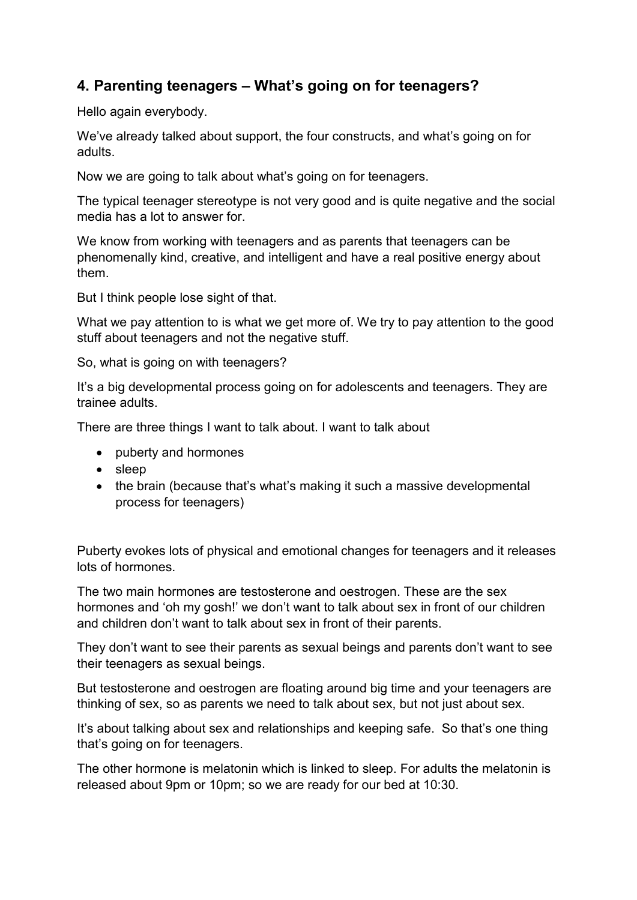## 4. Parenting teenagers – What's going on for teenagers?

Hello again everybody.

We've already talked about support, the four constructs, and what's going on for adults.

Now we are going to talk about what's going on for teenagers.

The typical teenager stereotype is not very good and is quite negative and the social media has a lot to answer for.

We know from working with teenagers and as parents that teenagers can be phenomenally kind, creative, and intelligent and have a real positive energy about them.

But I think people lose sight of that.

What we pay attention to is what we get more of. We try to pay attention to the good stuff about teenagers and not the negative stuff.

So, what is going on with teenagers?

It's a big developmental process going on for adolescents and teenagers. They are trainee adults.

There are three things I want to talk about. I want to talk about

- puberty and hormones
- sleep
- the brain (because that's what's making it such a massive developmental process for teenagers)

Puberty evokes lots of physical and emotional changes for teenagers and it releases lots of hormones.

The two main hormones are testosterone and oestrogen. These are the sex hormones and 'oh my gosh!' we don't want to talk about sex in front of our children and children don't want to talk about sex in front of their parents.

They don't want to see their parents as sexual beings and parents don't want to see their teenagers as sexual beings.

But testosterone and oestrogen are floating around big time and your teenagers are thinking of sex, so as parents we need to talk about sex, but not just about sex.

It's about talking about sex and relationships and keeping safe. So that's one thing that's going on for teenagers.

The other hormone is melatonin which is linked to sleep. For adults the melatonin is released about 9pm or 10pm; so we are ready for our bed at 10:30.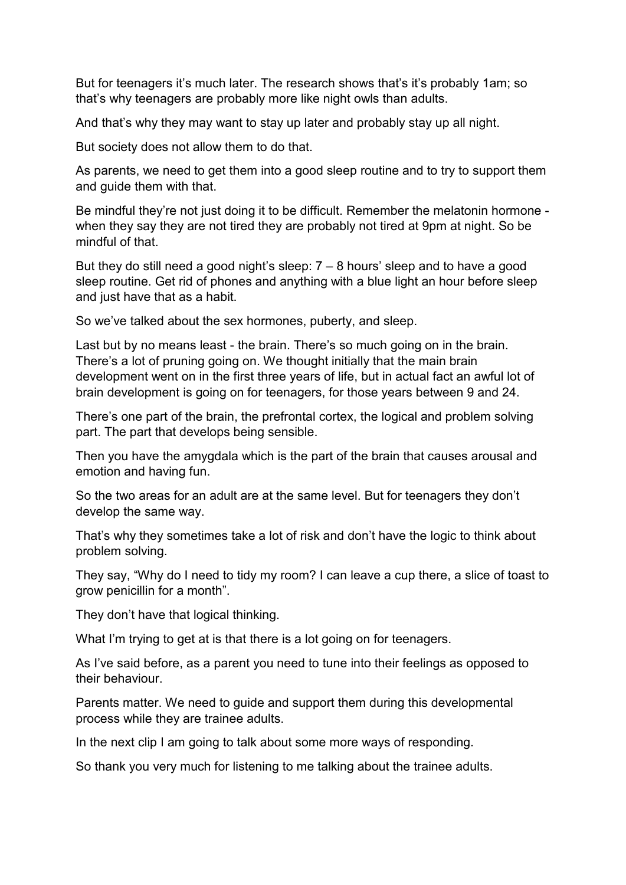But for teenagers it's much later. The research shows that's it's probably 1am; so that's why teenagers are probably more like night owls than adults.

And that's why they may want to stay up later and probably stay up all night.

But society does not allow them to do that.

As parents, we need to get them into a good sleep routine and to try to support them and guide them with that.

Be mindful they're not just doing it to be difficult. Remember the melatonin hormone - when they say they are not tired they are probably not tired at 9pm at night. So be mindful of that.

But they do still need a good night's sleep: 7 – 8 hours' sleep and to have a good sleep routine. Get rid of phones and anything with a blue light an hour before sleep and just have that as a habit.

So we've talked about the sex hormones, puberty, and sleep.

Last but by no means least - the brain. There's so much going on in the brain. There's a lot of pruning going on. We thought initially that the main brain development went on in the first three years of life, but in actual fact an awful lot of brain development is going on for teenagers, for those years between 9 and 24.

There's one part of the brain, the prefrontal cortex, the logical and problem solving part. The part that develops being sensible.

Then you have the amygdala which is the part of the brain that causes arousal and emotion and having fun.

So the two areas for an adult are at the same level. But for teenagers they don't develop the same way.

That's why they sometimes take a lot of risk and don't have the logic to think about problem solving.

They say, "Why do I need to tidy my room? I can leave a cup there, a slice of toast to grow penicillin for a month".

They don't have that logical thinking.

What I'm trying to get at is that there is a lot going on for teenagers.

As I've said before, as a parent you need to tune into their feelings as opposed to their behaviour.

Parents matter. We need to guide and support them during this developmental process while they are trainee adults.

In the next clip I am going to talk about some more ways of responding.

So thank you very much for listening to me talking about the trainee adults.